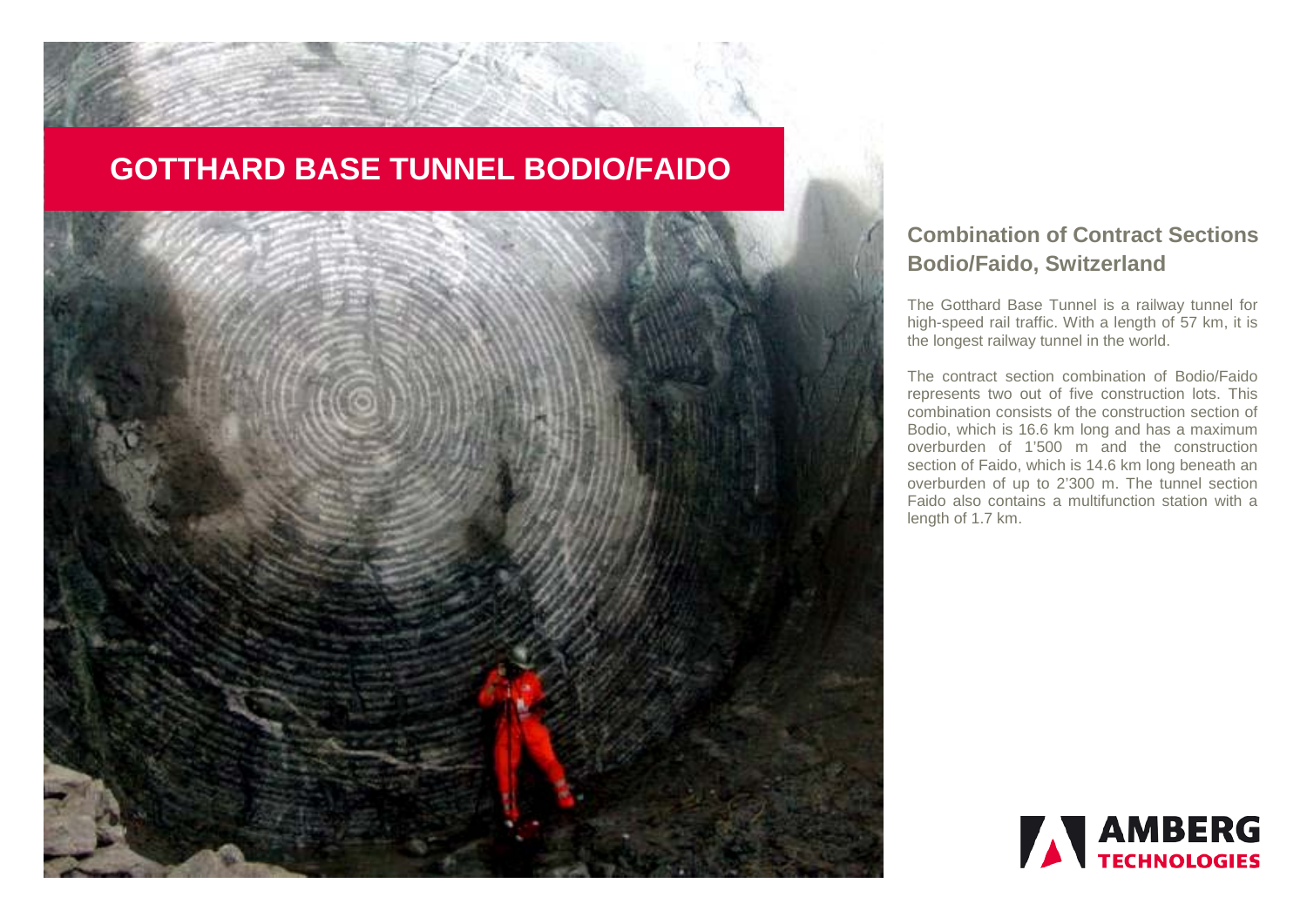# GOTTHARD BASE TUNNEL BODIO/FAIDO

## Combination of Contract Sections Bodio/Faido, Switzerland

The Gotthard Base Tunnel is a railway tunnel for high-speed rail traffic. With a length of 57 km, it is the longest railway tunnel in the world.

The contract section combination of Bodio/Faido represents two out of five construction lots. This combination consists of the construction section of Bodio, which is 16.6 km long and has a maximum overburden of 1'500 m and the construction section of Faido, which is 14.6 km long beneath an overburden of up to 2'300 m. The tunnel section Faido also contains a multifunction station with a length of 1.7 km.

AMBERG TECHNOLOGIES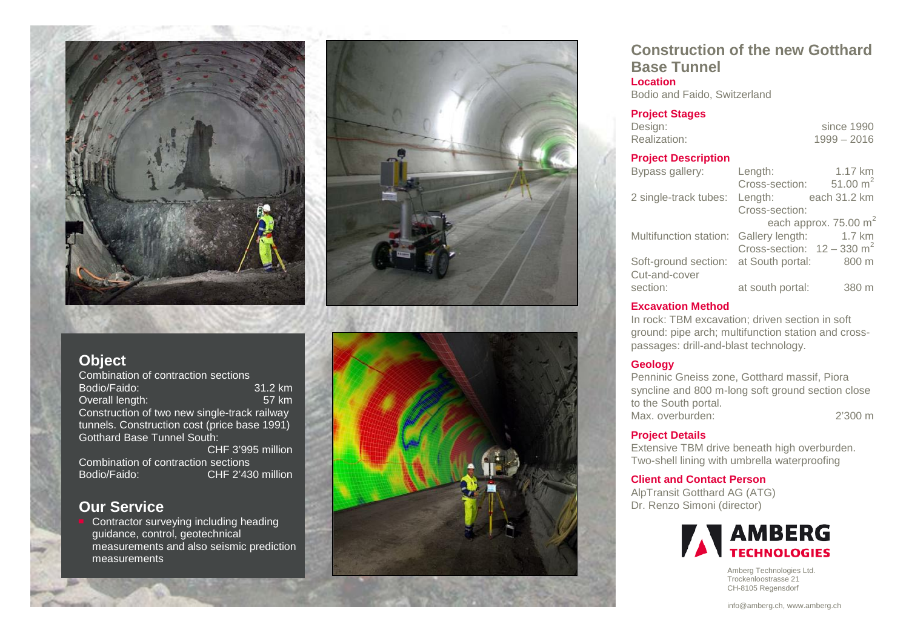## Object

Combination of contraction sections

| | |
|---|---|
| Bodio/Faido: | 31.2 km |
| Overall length: | 57 km |

Construction of two new single-track railway tunnels. Construction cost (price base 1991)

Gotthard Base Tunnel South: CHF 3'995 million

Combination of contraction sections Bodio/Faido: CHF 2'430 million

## Our Service

- Contractor surveying including heading guidance, control, geotechnical measurements and also seismic prediction measurements

# Construction of the new Gotthard Base Tunnel

**Location**

Bodio and Faido, Switzerland

**Project Stages**

| | |
|---|---|
| Design: | since 1990 |
| Realization: | 1999 – 2016 |

**Project Description**

| | | |
|---|---|---|
| Bypass gallery: | Length: | 1.17 km |
| | Cross-section: | 51.00 $m^2$ |
| 2 single-track tubes: | Length: | each 31.2 km |
| | Cross-section: | each approx. 75.00 $m^2$ |
| Multifunction station: | Gallery length: | 1.7 km |
| | Cross-section: | 12 – 330 $m^2$ |
| Soft-ground section: | at South portal: | 800 m |
| Cut-and-cover section: | at south portal: | 380 m |

**Excavation Method**

In rock: TBM excavation; driven section in soft ground: pipe arch; multifunction station and cross-passages: drill-and-blast technology.

**Geology**

Penninic Gneiss zone, Gotthard massif, Piora syncline and 800 m-long soft ground section close to the South portal.

Max. overburden: 2'300 m

**Project Details**

Extensive TBM drive beneath high overburden. Two-shell lining with umbrella waterproofing

**Client and Contact Person**

AlpTransit Gotthard AG (ATG)
Dr. Renzo Simoni (director)

AMBERG TECHNOLOGIES

Amberg Technologies Ltd.
Trockenloostrasse 21
CH-8105 Regensdorf

info@amberg.ch, www.amberg.ch